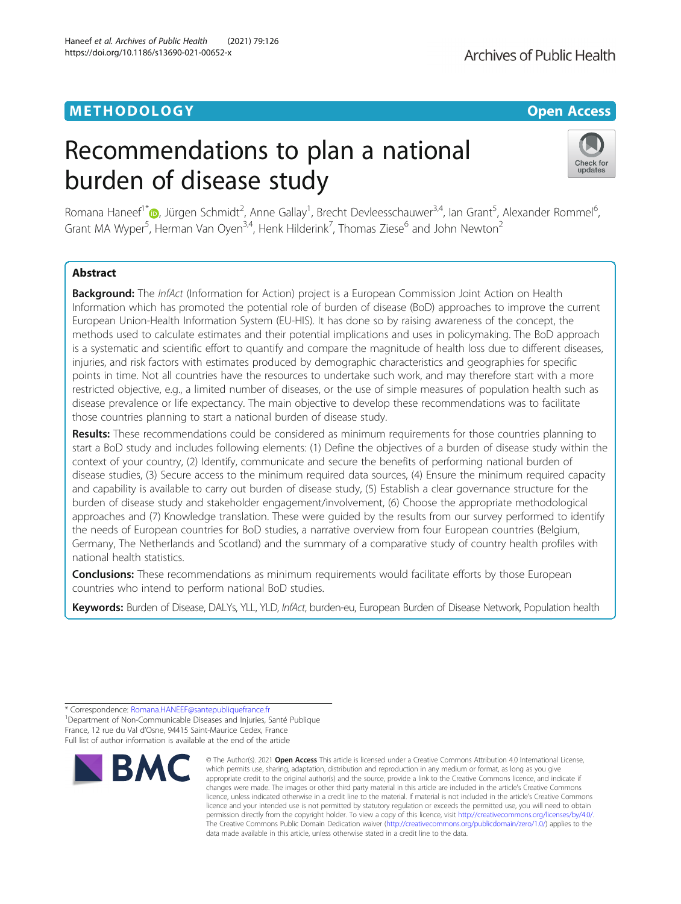METHODOLOGY

Open Access

# Recommendations to plan a national burden of disease study

Romana Haneef[1*], Jürgen Schmidt[2], Anne Gallay[1], Brecht Devleesschauwer[3,4], Ian Grant[5], Alexander Rommel[6], Grant MA Wyper[5], Herman Van Oyen[3,4], Henk Hilderink[7], Thomas Ziese[6] and John Newton[2]

## Abstract

**Background:** The *InfAct* (Information for Action) project is a European Commission Joint Action on Health Information which has promoted the potential role of burden of disease (BoD) approaches to improve the current European Union-Health Information System (EU-HIS). It has done so by raising awareness of the concept, the methods used to calculate estimates and their potential implications and uses in policymaking. The BoD approach is a systematic and scientific effort to quantify and compare the magnitude of health loss due to different diseases, injuries, and risk factors with estimates produced by demographic characteristics and geographies for specific points in time. Not all countries have the resources to undertake such work, and may therefore start with a more restricted objective, e.g., a limited number of diseases, or the use of simple measures of population health such as disease prevalence or life expectancy. The main objective to develop these recommendations was to facilitate those countries planning to start a national burden of disease study.

**Results:** These recommendations could be considered as minimum requirements for those countries planning to start a BoD study and includes following elements: (1) Define the objectives of a burden of disease study within the context of your country, (2) Identify, communicate and secure the benefits of performing national burden of disease studies, (3) Secure access to the minimum required data sources, (4) Ensure the minimum required capacity and capability is available to carry out burden of disease study, (5) Establish a clear governance structure for the burden of disease study and stakeholder engagement/involvement, (6) Choose the appropriate methodological approaches and (7) Knowledge translation. These were guided by the results from our survey performed to identify the needs of European countries for BoD studies, a narrative overview from four European countries (Belgium, Germany, The Netherlands and Scotland) and the summary of a comparative study of country health profiles with national health statistics.

**Conclusions:** These recommendations as minimum requirements would facilitate efforts by those European countries who intend to perform national BoD studies.

**Keywords:** Burden of Disease, DALYs, YLL, YLD, *InfAct*, burden-eu, European Burden of Disease Network, Population health

---

* Correspondence: Romana.HANEEF@santepubliquefrance.fr
[1]Department of Non-Communicable Diseases and Injuries, Santé Publique France, 12 rue du Val d'Osne, 94415 Saint-Maurice Cedex, France
Full list of author information is available at the end of the article

© The Author(s). 2021 **Open Access** This article is licensed under a Creative Commons Attribution 4.0 International License, which permits use, sharing, adaptation, distribution and reproduction in any medium or format, as long as you give appropriate credit to the original author(s) and the source, provide a link to the Creative Commons licence, and indicate if changes were made. The images or other third party material in this article are included in the article's Creative Commons licence, unless indicated otherwise in a credit line to the material. If material is not included in the article's Creative Commons licence and your intended use is not permitted by statutory regulation or exceeds the permitted use, you will need to obtain permission directly from the copyright holder. To view a copy of this licence, visit http://creativecommons.org/licenses/by/4.0/. The Creative Commons Public Domain Dedication waiver (http://creativecommons.org/publicdomain/zero/1.0/) applies to the data made available in this article, unless otherwise stated in a credit line to the data.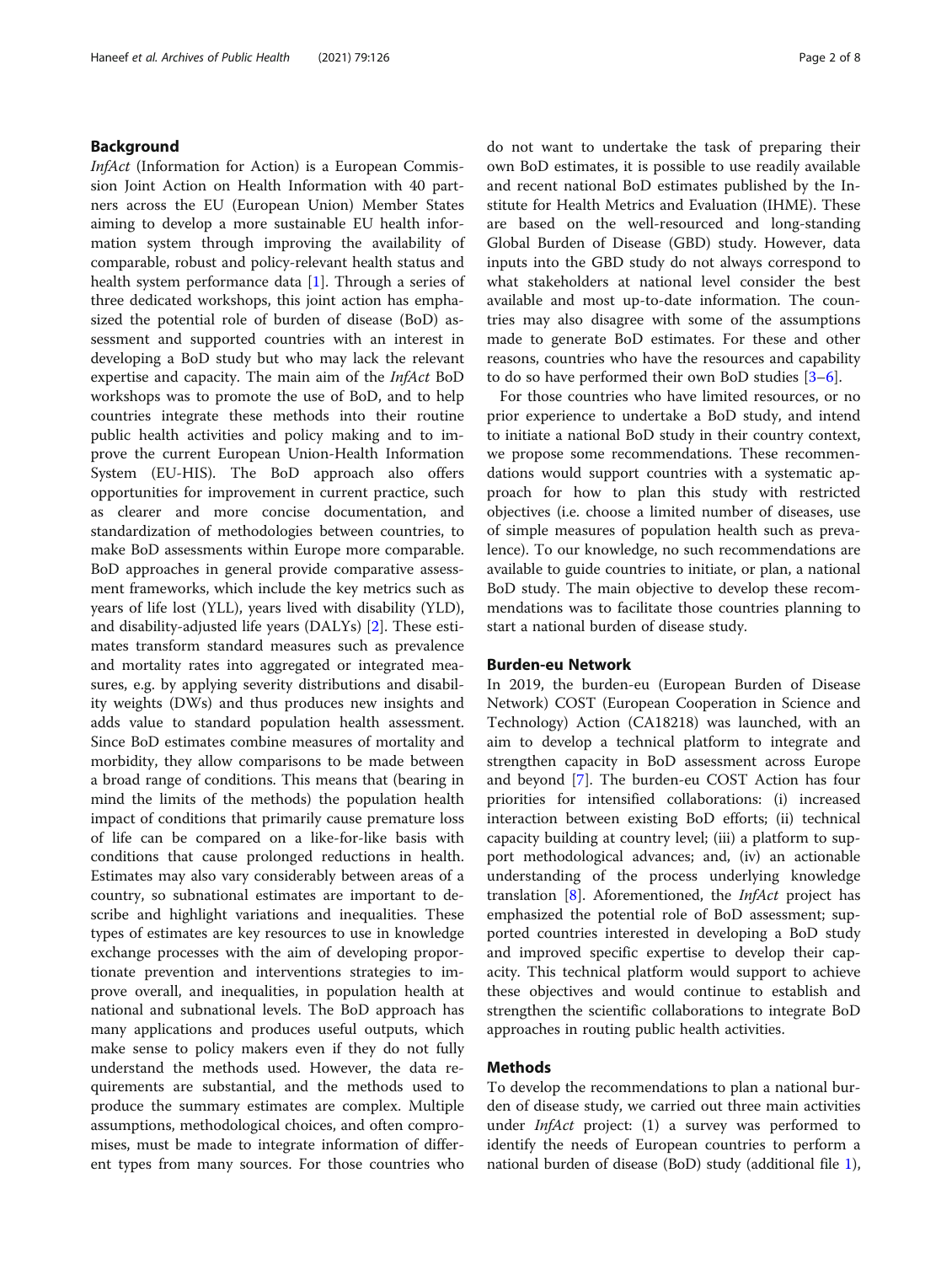## Background

*InfAct* (Information for Action) is a European Commission Joint Action on Health Information with 40 partners across the EU (European Union) Member States aiming to develop a more sustainable EU health information system through improving the availability of comparable, robust and policy-relevant health status and health system performance data [1]. Through a series of three dedicated workshops, this joint action has emphasized the potential role of burden of disease (BoD) assessment and supported countries with an interest in developing a BoD study but who may lack the relevant expertise and capacity. The main aim of the *InfAct* BoD workshops was to promote the use of BoD, and to help countries integrate these methods into their routine public health activities and policy making and to improve the current European Union-Health Information System (EU-HIS). The BoD approach also offers opportunities for improvement in current practice, such as clearer and more concise documentation, and standardization of methodologies between countries, to make BoD assessments within Europe more comparable. BoD approaches in general provide comparative assessment frameworks, which include the key metrics such as years of life lost (YLL), years lived with disability (YLD), and disability-adjusted life years (DALYs) [2]. These estimates transform standard measures such as prevalence and mortality rates into aggregated or integrated measures, e.g. by applying severity distributions and disability weights (DWs) and thus produces new insights and adds value to standard population health assessment. Since BoD estimates combine measures of mortality and morbidity, they allow comparisons to be made between a broad range of conditions. This means that (bearing in mind the limits of the methods) the population health impact of conditions that primarily cause premature loss of life can be compared on a like-for-like basis with conditions that cause prolonged reductions in health. Estimates may also vary considerably between areas of a country, so subnational estimates are important to describe and highlight variations and inequalities. These types of estimates are key resources to use in knowledge exchange processes with the aim of developing proportionate prevention and interventions strategies to improve overall, and inequalities, in population health at national and subnational levels. The BoD approach has many applications and produces useful outputs, which make sense to policy makers even if they do not fully understand the methods used. However, the data requirements are substantial, and the methods used to produce the summary estimates are complex. Multiple assumptions, methodological choices, and often compromises, must be made to integrate information of different types from many sources. For those countries who do not want to undertake the task of preparing their own BoD estimates, it is possible to use readily available and recent national BoD estimates published by the Institute for Health Metrics and Evaluation (IHME). These are based on the well-resourced and long-standing Global Burden of Disease (GBD) study. However, data inputs into the GBD study do not always correspond to what stakeholders at national level consider the best available and most up-to-date information. The countries may also disagree with some of the assumptions made to generate BoD estimates. For these and other reasons, countries who have the resources and capability to do so have performed their own BoD studies [3–6].

For those countries who have limited resources, or no prior experience to undertake a BoD study, and intend to initiate a national BoD study in their country context, we propose some recommendations. These recommendations would support countries with a systematic approach for how to plan this study with restricted objectives (i.e. choose a limited number of diseases, use of simple measures of population health such as prevalence). To our knowledge, no such recommendations are available to guide countries to initiate, or plan, a national BoD study. The main objective to develop these recommendations was to facilitate those countries planning to start a national burden of disease study.

## Burden-eu Network

In 2019, the burden-eu (European Burden of Disease Network) COST (European Cooperation in Science and Technology) Action (CA18218) was launched, with an aim to develop a technical platform to integrate and strengthen capacity in BoD assessment across Europe and beyond [7]. The burden-eu COST Action has four priorities for intensified collaborations: (i) increased interaction between existing BoD efforts; (ii) technical capacity building at country level; (iii) a platform to support methodological advances; and, (iv) an actionable understanding of the process underlying knowledge translation [8]. Aforementioned, the *InfAct* project has emphasized the potential role of BoD assessment; supported countries interested in developing a BoD study and improved specific expertise to develop their capacity. This technical platform would support to achieve these objectives and would continue to establish and strengthen the scientific collaborations to integrate BoD approaches in routing public health activities.

## Methods

To develop the recommendations to plan a national burden of disease study, we carried out three main activities under *InfAct* project: (1) a survey was performed to identify the needs of European countries to perform a national burden of disease (BoD) study (additional file 1),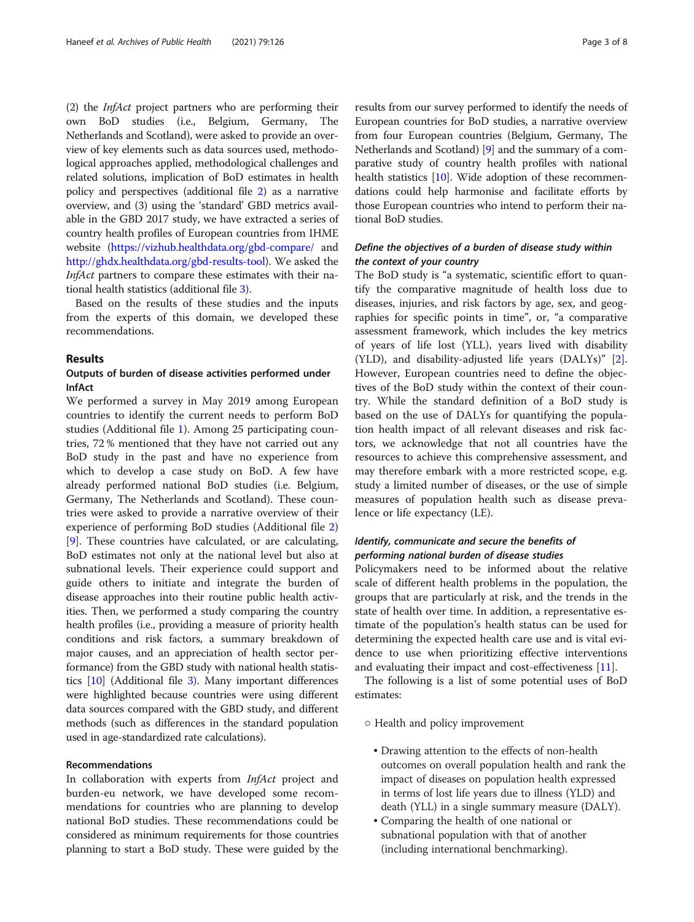(2) the *InfAct* project partners who are performing their own BoD studies (i.e., Belgium, Germany, The Netherlands and Scotland), were asked to provide an overview of key elements such as data sources used, methodological approaches applied, methodological challenges and related solutions, implication of BoD estimates in health policy and perspectives (additional file 2) as a narrative overview, and (3) using the 'standard' GBD metrics available in the GBD 2017 study, we have extracted a series of country health profiles of European countries from IHME website (https://vizhub.healthdata.org/gbd-compare/ and http://ghdx.healthdata.org/gbd-results-tool). We asked the *InfAct* partners to compare these estimates with their national health statistics (additional file 3).

Based on the results of these studies and the inputs from the experts of this domain, we developed these recommendations.

## Results

### Outputs of burden of disease activities performed under InfAct

We performed a survey in May 2019 among European countries to identify the current needs to perform BoD studies (Additional file 1). Among 25 participating countries, 72 % mentioned that they have not carried out any BoD study in the past and have no experience from which to develop a case study on BoD. A few have already performed national BoD studies (i.e. Belgium, Germany, The Netherlands and Scotland). These countries were asked to provide a narrative overview of their experience of performing BoD studies (Additional file 2) [9]. These countries have calculated, or are calculating, BoD estimates not only at the national level but also at subnational levels. Their experience could support and guide others to initiate and integrate the burden of disease approaches into their routine public health activities. Then, we performed a study comparing the country health profiles (i.e., providing a measure of priority health conditions and risk factors, a summary breakdown of major causes, and an appreciation of health sector performance) from the GBD study with national health statistics [10] (Additional file 3). Many important differences were highlighted because countries were using different data sources compared with the GBD study, and different methods (such as differences in the standard population used in age-standardized rate calculations).

### Recommendations

In collaboration with experts from *InfAct* project and burden-eu network, we have developed some recommendations for countries who are planning to develop national BoD studies. These recommendations could be considered as minimum requirements for those countries planning to start a BoD study. These were guided by the results from our survey performed to identify the needs of European countries for BoD studies, a narrative overview from four European countries (Belgium, Germany, The Netherlands and Scotland) [9] and the summary of a comparative study of country health profiles with national health statistics [10]. Wide adoption of these recommendations could help harmonise and facilitate efforts by those European countries who intend to perform their national BoD studies.

#### *Define the objectives of a burden of disease study within the context of your country*

The BoD study is "a systematic, scientific effort to quantify the comparative magnitude of health loss due to diseases, injuries, and risk factors by age, sex, and geographies for specific points in time", or, "a comparative assessment framework, which includes the key metrics of years of life lost (YLL), years lived with disability (YLD), and disability-adjusted life years (DALYs)" [2]. However, European countries need to define the objectives of the BoD study within the context of their country. While the standard definition of a BoD study is based on the use of DALYs for quantifying the population health impact of all relevant diseases and risk factors, we acknowledge that not all countries have the resources to achieve this comprehensive assessment, and may therefore embark with a more restricted scope, e.g. study a limited number of diseases, or the use of simple measures of population health such as disease prevalence or life expectancy (LE).

#### *Identify, communicate and secure the benefits of performing national burden of disease studies*

Policymakers need to be informed about the relative scale of different health problems in the population, the groups that are particularly at risk, and the trends in the state of health over time. In addition, a representative estimate of the population's health status can be used for determining the expected health care use and is vital evidence to use when prioritizing effective interventions and evaluating their impact and cost-effectiveness [11].

The following is a list of some potential uses of BoD estimates:

- Health and policy improvement
  - Drawing attention to the effects of non-health outcomes on overall population health and rank the impact of diseases on population health expressed in terms of lost life years due to illness (YLD) and death (YLL) in a single summary measure (DALY).
  - Comparing the health of one national or subnational population with that of another (including international benchmarking).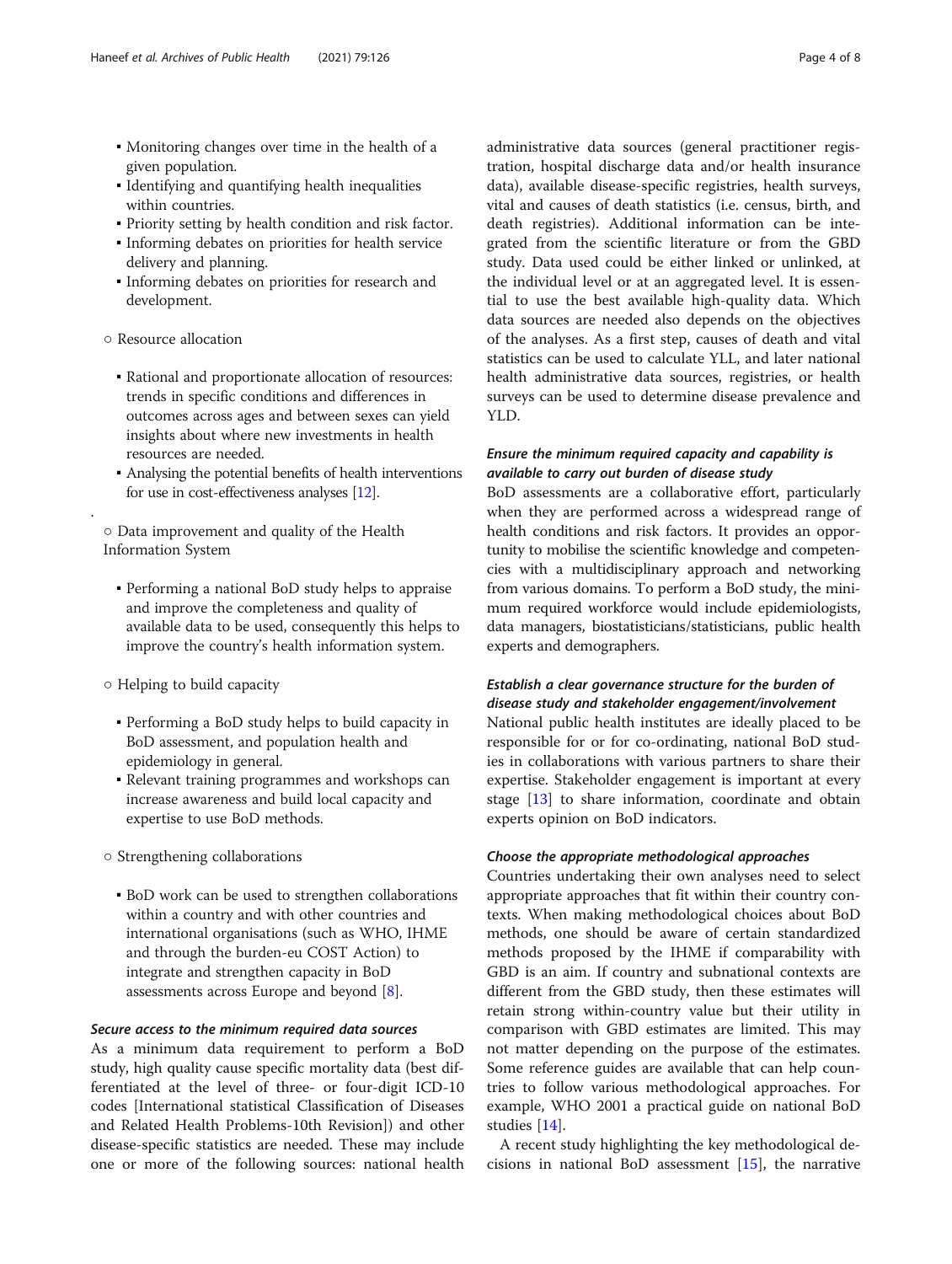- Monitoring changes over time in the health of a given population.
- Identifying and quantifying health inequalities within countries.
- Priority setting by health condition and risk factor.
- Informing debates on priorities for health service delivery and planning.
- Informing debates on priorities for research and development.

○ Resource allocation

- Rational and proportionate allocation of resources: trends in specific conditions and differences in outcomes across ages and between sexes can yield insights about where new investments in health resources are needed.
- Analysing the potential benefits of health interventions for use in cost-effectiveness analyses [12].

○ Data improvement and quality of the Health Information System

- Performing a national BoD study helps to appraise and improve the completeness and quality of available data to be used, consequently this helps to improve the country's health information system.

○ Helping to build capacity

- Performing a BoD study helps to build capacity in BoD assessment, and population health and epidemiology in general.
- Relevant training programmes and workshops can increase awareness and build local capacity and expertise to use BoD methods.

○ Strengthening collaborations

- BoD work can be used to strengthen collaborations within a country and with other countries and international organisations (such as WHO, IHME and through the burden-eu COST Action) to integrate and strengthen capacity in BoD assessments across Europe and beyond [8].

### *Secure access to the minimum required data sources*

As a minimum data requirement to perform a BoD study, high quality cause specific mortality data (best differentiated at the level of three- or four-digit ICD-10 codes [International statistical Classification of Diseases and Related Health Problems-10th Revision]) and other disease-specific statistics are needed. These may include one or more of the following sources: national health administrative data sources (general practitioner registration, hospital discharge data and/or health insurance data), available disease-specific registries, health surveys, vital and causes of death statistics (i.e. census, birth, and death registries). Additional information can be integrated from the scientific literature or from the GBD study. Data used could be either linked or unlinked, at the individual level or at an aggregated level. It is essential to use the best available high-quality data. Which data sources are needed also depends on the objectives of the analyses. As a first step, causes of death and vital statistics can be used to calculate YLL, and later national health administrative data sources, registries, or health surveys can be used to determine disease prevalence and YLD.

### *Ensure the minimum required capacity and capability is available to carry out burden of disease study*

BoD assessments are a collaborative effort, particularly when they are performed across a widespread range of health conditions and risk factors. It provides an opportunity to mobilise the scientific knowledge and competencies with a multidisciplinary approach and networking from various domains. To perform a BoD study, the minimum required workforce would include epidemiologists, data managers, biostatisticians/statisticians, public health experts and demographers.

### *Establish a clear governance structure for the burden of disease study and stakeholder engagement/involvement*

National public health institutes are ideally placed to be responsible for or for co-ordinating, national BoD studies in collaborations with various partners to share their expertise. Stakeholder engagement is important at every stage [13] to share information, coordinate and obtain experts opinion on BoD indicators.

### *Choose the appropriate methodological approaches*

Countries undertaking their own analyses need to select appropriate approaches that fit within their country contexts. When making methodological choices about BoD methods, one should be aware of certain standardized methods proposed by the IHME if comparability with GBD is an aim. If country and subnational contexts are different from the GBD study, then these estimates will retain strong within-country value but their utility in comparison with GBD estimates are limited. This may not matter depending on the purpose of the estimates. Some reference guides are available that can help countries to follow various methodological approaches. For example, WHO 2001 a practical guide on national BoD studies [14].

A recent study highlighting the key methodological decisions in national BoD assessment [15], the narrative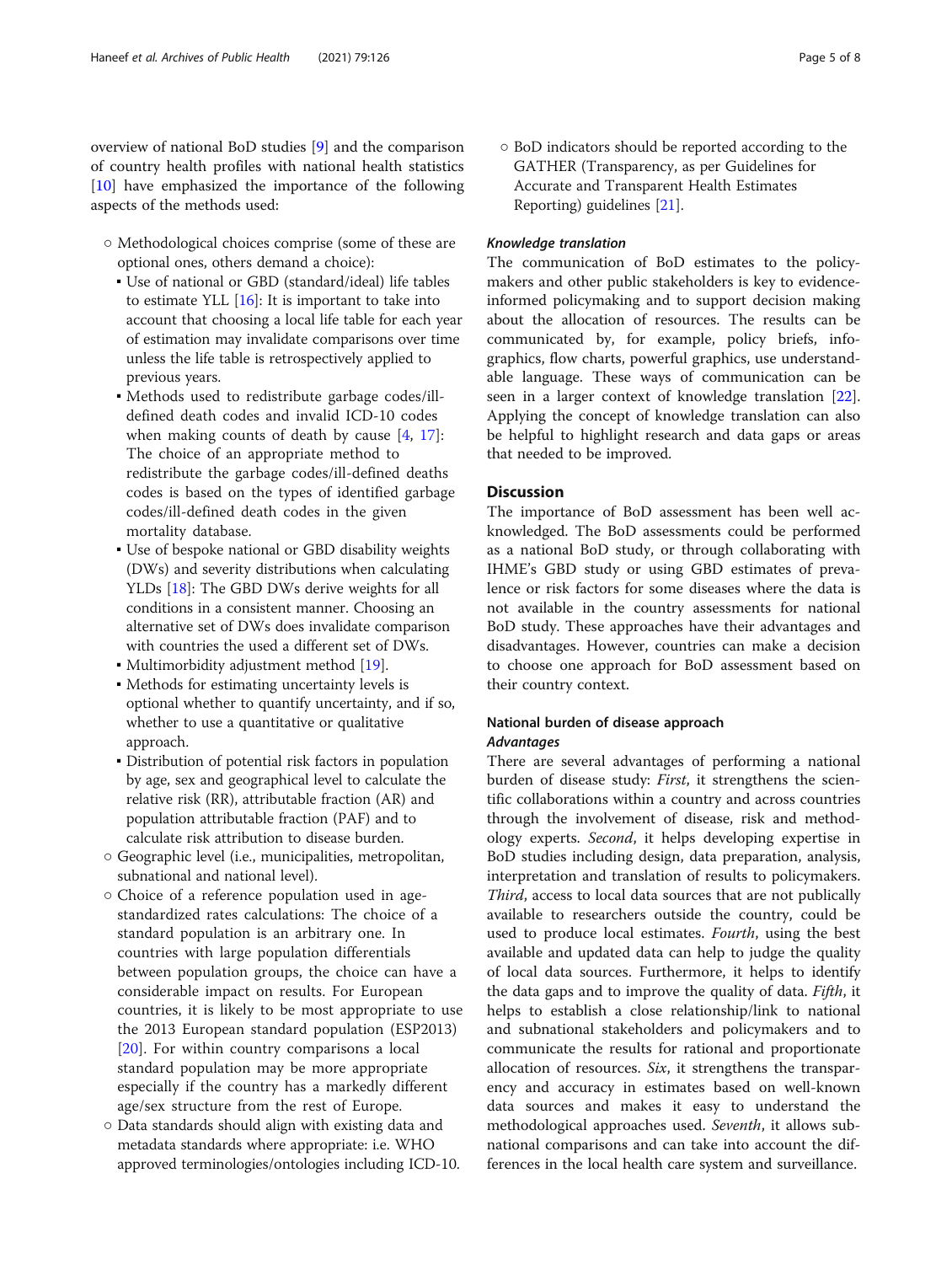overview of national BoD studies [9] and the comparison of country health profiles with national health statistics [10] have emphasized the importance of the following aspects of the methods used:

- Methodological choices comprise (some of these are optional ones, others demand a choice):
  - Use of national or GBD (standard/ideal) life tables to estimate YLL [16]: It is important to take into account that choosing a local life table for each year of estimation may invalidate comparisons over time unless the life table is retrospectively applied to previous years.
  - Methods used to redistribute garbage codes/ill-defined death codes and invalid ICD-10 codes when making counts of death by cause [4, 17]: The choice of an appropriate method to redistribute the garbage codes/ill-defined deaths codes is based on the types of identified garbage codes/ill-defined death codes in the given mortality database.
  - Use of bespoke national or GBD disability weights (DWs) and severity distributions when calculating YLDs [18]: The GBD DWs derive weights for all conditions in a consistent manner. Choosing an alternative set of DWs does invalidate comparison with countries the used a different set of DWs.
  - Multimorbidity adjustment method [19].
  - Methods for estimating uncertainty levels is optional whether to quantify uncertainty, and if so, whether to use a quantitative or qualitative approach.
  - Distribution of potential risk factors in population by age, sex and geographical level to calculate the relative risk (RR), attributable fraction (AR) and population attributable fraction (PAF) and to calculate risk attribution to disease burden.
- Geographic level (i.e., municipalities, metropolitan, subnational and national level).
- Choice of a reference population used in age-standardized rates calculations: The choice of a standard population is an arbitrary one. In countries with large population differentials between population groups, the choice can have a considerable impact on results. For European countries, it is likely to be most appropriate to use the 2013 European standard population (ESP2013) [20]. For within country comparisons a local standard population may be more appropriate especially if the country has a markedly different age/sex structure from the rest of Europe.
- Data standards should align with existing data and metadata standards where appropriate: i.e. WHO approved terminologies/ontologies including ICD-10.
- BoD indicators should be reported according to the GATHER (Transparency, as per Guidelines for Accurate and Transparent Health Estimates Reporting) guidelines [21].

#### *Knowledge translation*

The communication of BoD estimates to the policy-makers and other public stakeholders is key to evidence-informed policymaking and to support decision making about the allocation of resources. The results can be communicated by, for example, policy briefs, info-graphics, flow charts, powerful graphics, use understandable language. These ways of communication can be seen in a larger context of knowledge translation [22]. Applying the concept of knowledge translation can also be helpful to highlight research and data gaps or areas that needed to be improved.

## Discussion

The importance of BoD assessment has been well acknowledged. The BoD assessments could be performed as a national BoD study, or through collaborating with IHME's GBD study or using GBD estimates of prevalence or risk factors for some diseases where the data is not available in the country assessments for national BoD study. These approaches have their advantages and disadvantages. However, countries can make a decision to choose one approach for BoD assessment based on their country context.

### National burden of disease approach

#### *Advantages*

There are several advantages of performing a national burden of disease study: *First*, it strengthens the scientific collaborations within a country and across countries through the involvement of disease, risk and methodology experts. *Second*, it helps developing expertise in BoD studies including design, data preparation, analysis, interpretation and translation of results to policymakers. *Third*, access to local data sources that are not publically available to researchers outside the country, could be used to produce local estimates. *Fourth*, using the best available and updated data can help to judge the quality of local data sources. Furthermore, it helps to identify the data gaps and to improve the quality of data. *Fifth*, it helps to establish a close relationship/link to national and subnational stakeholders and policymakers and to communicate the results for rational and proportionate allocation of resources. *Six*, it strengthens the transparency and accuracy in estimates based on well-known data sources and makes it easy to understand the methodological approaches used. *Seventh*, it allows subnational comparisons and can take into account the differences in the local health care system and surveillance.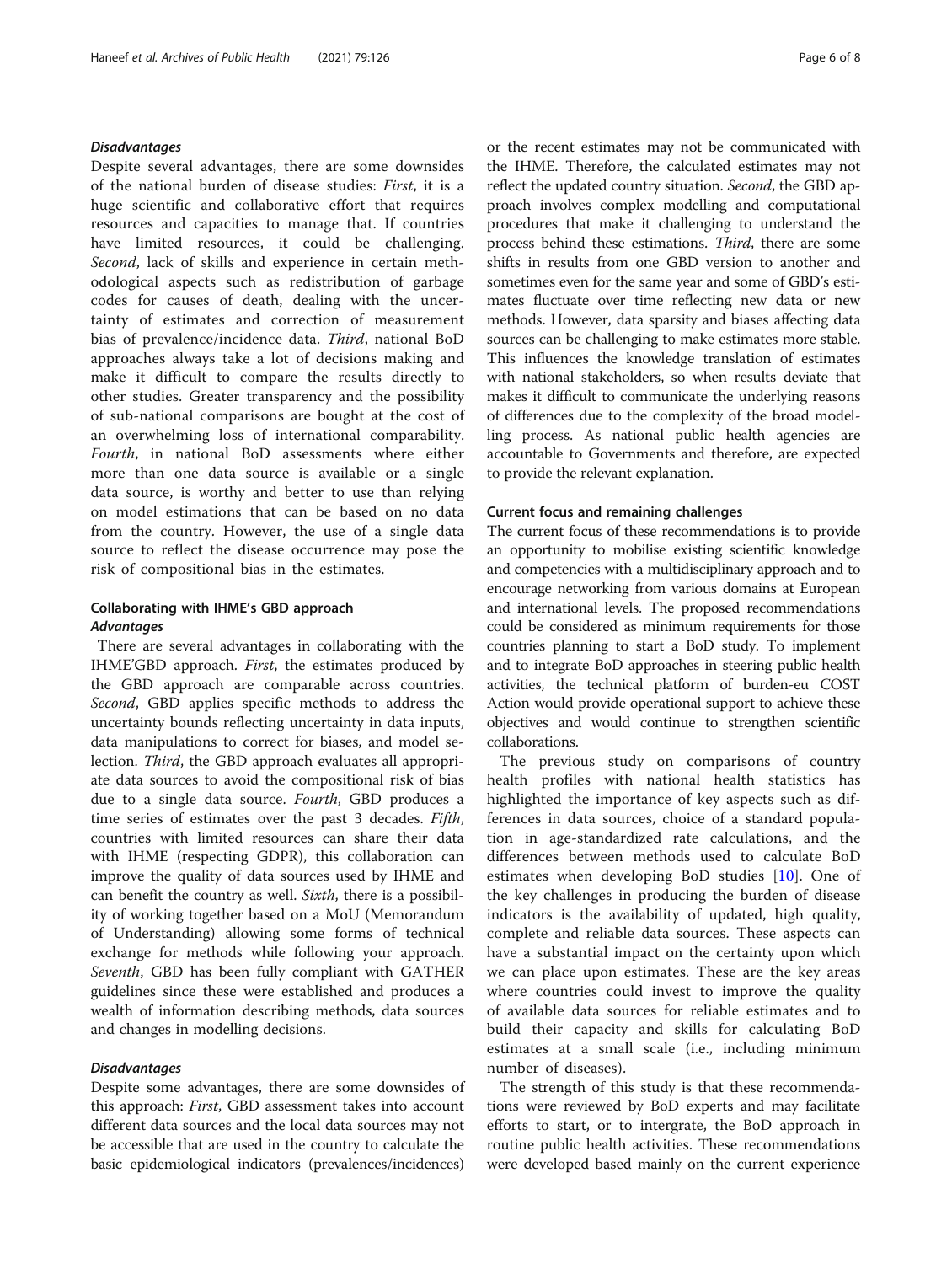#### *Disadvantages*

Despite several advantages, there are some downsides of the national burden of disease studies: *First*, it is a huge scientific and collaborative effort that requires resources and capacities to manage that. If countries have limited resources, it could be challenging. *Second*, lack of skills and experience in certain methodological aspects such as redistribution of garbage codes for causes of death, dealing with the uncertainty of estimates and correction of measurement bias of prevalence/incidence data. *Third*, national BoD approaches always take a lot of decisions making and make it difficult to compare the results directly to other studies. Greater transparency and the possibility of sub-national comparisons are bought at the cost of an overwhelming loss of international comparability. *Fourth*, in national BoD assessments where either more than one data source is available or a single data source, is worthy and better to use than relying on model estimations that can be based on no data from the country. However, the use of a single data source to reflect the disease occurrence may pose the risk of compositional bias in the estimates.

### Collaborating with IHME's GBD approach

#### *Advantages*

There are several advantages in collaborating with the IHME'GBD approach. *First*, the estimates produced by the GBD approach are comparable across countries. *Second*, GBD applies specific methods to address the uncertainty bounds reflecting uncertainty in data inputs, data manipulations to correct for biases, and model selection. *Third*, the GBD approach evaluates all appropriate data sources to avoid the compositional risk of bias due to a single data source. *Fourth*, GBD produces a time series of estimates over the past 3 decades. *Fifth*, countries with limited resources can share their data with IHME (respecting GDPR), this collaboration can improve the quality of data sources used by IHME and can benefit the country as well. *Sixth*, there is a possibility of working together based on a MoU (Memorandum of Understanding) allowing some forms of technical exchange for methods while following your approach. *Seventh*, GBD has been fully compliant with GATHER guidelines since these were established and produces a wealth of information describing methods, data sources and changes in modelling decisions.

#### *Disadvantages*

Despite some advantages, there are some downsides of this approach: *First*, GBD assessment takes into account different data sources and the local data sources may not be accessible that are used in the country to calculate the basic epidemiological indicators (prevalences/incidences) or the recent estimates may not be communicated with the IHME. Therefore, the calculated estimates may not reflect the updated country situation. *Second*, the GBD approach involves complex modelling and computational procedures that make it challenging to understand the process behind these estimations. *Third*, there are some shifts in results from one GBD version to another and sometimes even for the same year and some of GBD's estimates fluctuate over time reflecting new data or new methods. However, data sparsity and biases affecting data sources can be challenging to make estimates more stable. This influences the knowledge translation of estimates with national stakeholders, so when results deviate that makes it difficult to communicate the underlying reasons of differences due to the complexity of the broad modelling process. As national public health agencies are accountable to Governments and therefore, are expected to provide the relevant explanation.

### Current focus and remaining challenges

The current focus of these recommendations is to provide an opportunity to mobilise existing scientific knowledge and competencies with a multidisciplinary approach and to encourage networking from various domains at European and international levels. The proposed recommendations could be considered as minimum requirements for those countries planning to start a BoD study. To implement and to integrate BoD approaches in steering public health activities, the technical platform of burden-eu COST Action would provide operational support to achieve these objectives and would continue to strengthen scientific collaborations.

The previous study on comparisons of country health profiles with national health statistics has highlighted the importance of key aspects such as differences in data sources, choice of a standard population in age-standardized rate calculations, and the differences between methods used to calculate BoD estimates when developing BoD studies [10]. One of the key challenges in producing the burden of disease indicators is the availability of updated, high quality, complete and reliable data sources. These aspects can have a substantial impact on the certainty upon which we can place upon estimates. These are the key areas where countries could invest to improve the quality of available data sources for reliable estimates and to build their capacity and skills for calculating BoD estimates at a small scale (i.e., including minimum number of diseases).

The strength of this study is that these recommendations were reviewed by BoD experts and may facilitate efforts to start, or to intergrate, the BoD approach in routine public health activities. These recommendations were developed based mainly on the current experience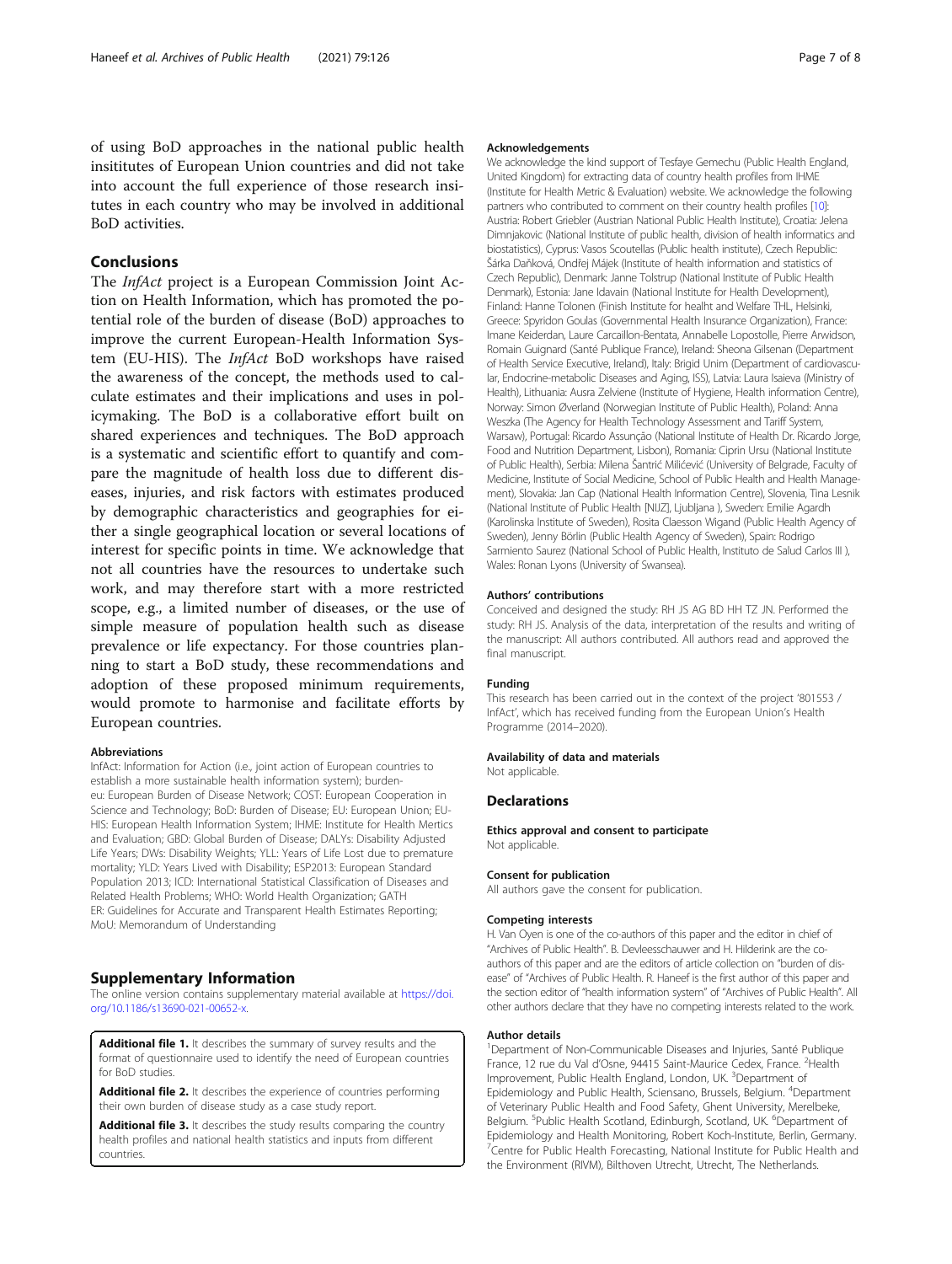of using BoD approaches in the national public health insititutes of European Union countries and did not take into account the full experience of those research insitutes in each country who may be involved in additional BoD activities.

## Conclusions

The *InfAct* project is a European Commission Joint Action on Health Information, which has promoted the potential role of the burden of disease (BoD) approaches to improve the current European-Health Information System (EU-HIS). The *InfAct* BoD workshops have raised the awareness of the concept, the methods used to calculate estimates and their implications and uses in policymaking. The BoD is a collaborative effort built on shared experiences and techniques. The BoD approach is a systematic and scientific effort to quantify and compare the magnitude of health loss due to different diseases, injuries, and risk factors with estimates produced by demographic characteristics and geographies for either a single geographical location or several locations of interest for specific points in time. We acknowledge that not all countries have the resources to undertake such work, and may therefore start with a more restricted scope, e.g., a limited number of diseases, or the use of simple measure of population health such as disease prevalence or life expectancy. For those countries planning to start a BoD study, these recommendations and adoption of these proposed minimum requirements, would promote to harmonise and facilitate efforts by European countries.

#### Abbreviations

InfAct: Information for Action (i.e., joint action of European countries to establish a more sustainable health information system); burden-eu: European Burden of Disease Network; COST: European Cooperation in Science and Technology; BoD: Burden of Disease; EU: European Union; EU-HIS: European Health Information System; IHME: Institute for Health Mertics and Evaluation; GBD: Global Burden of Disease; DALYs: Disability Adjusted Life Years; DWs: Disability Weights; YLL: Years of Life Lost due to premature mortality; YLD: Years Lived with Disability; ESP2013: European Standard Population 2013; ICD: International Statistical Classification of Diseases and Related Health Problems; WHO: World Health Organization; GATH ER: Guidelines for Accurate and Transparent Health Estimates Reporting; MoU: Memorandum of Understanding

## Supplementary Information

The online version contains supplementary material available at https://doi.org/10.1186/s13690-021-00652-x.

**Additional file 1.** It describes the summary of survey results and the format of questionnaire used to identify the need of European countries for BoD studies.

**Additional file 2.** It describes the experience of countries performing their own burden of disease study as a case study report.

**Additional file 3.** It describes the study results comparing the country health profiles and national health statistics and inputs from different countries.

#### Acknowledgements

We acknowledge the kind support of Tesfaye Gemechu (Public Health England, United Kingdom) for extracting data of country health profiles from IHME (Institute for Health Metric & Evaluation) website. We acknowledge the following partners who contributed to comment on their country health profiles [10]: Austria: Robert Griebler (Austrian National Public Health Institute), Croatia: Jelena Dimnjakovic (National Institute of public health, division of health informatics and biostatistics), Cyprus: Vasos Scoutellas (Public health institute), Czech Republic: Šárka Daňková, Ondřej Májek (Institute of health information and statistics of Czech Republic), Denmark: Janne Tolstrup (National Institute of Public Health Denmark), Estonia: Jane Idavain (National Institute for Health Development), Finland: Hanne Tolonen (Finish Institute for healht and Welfare THL, Helsinki, Greece: Spyridon Goulas (Governmental Health Insurance Organization), France: Imane Keiderdan, Laure Carcaillon-Bentata, Annabelle Lopostolle, Pierre Arwidson, Romain Guignard (Santé Publique France), Ireland: Sheona Gilsenan (Department of Health Service Executive, Ireland), Italy: Brigid Unim (Department of cardiovascular, Endocrine-metabolic Diseases and Aging, ISS), Latvia: Laura Isaieva (Ministry of Health), Lithuania: Ausra Zelviene (Institute of Hygiene, Health information Centre), Norway: Simon Øverland (Norwegian Institute of Public Health), Poland: Anna Weszka (The Agency for Health Technology Assessment and Tariff System, Warsaw), Portugal: Ricardo Assunção (National Institute of Health Dr. Ricardo Jorge, Food and Nutrition Department, Lisbon), Romania: Ciprin Ursu (National Institute of Public Health), Serbia: Milena Šantrić Milićević (University of Belgrade, Faculty of Medicine, Institute of Social Medicine, School of Public Health and Health Management), Slovakia: Jan Cap (National Health Information Centre), Slovenia, Tina Lesnik (National Institute of Public Health [NIJZ], Ljubljana ), Sweden: Emilie Agardh (Karolinska Institute of Sweden), Rosita Claesson Wigand (Public Health Agency of Sweden), Jenny Börlin (Public Health Agency of Sweden), Spain: Rodrigo Sarmiento Saurez (National School of Public Health, Instituto de Salud Carlos III ), Wales: Ronan Lyons (University of Swansea).

#### Authors' contributions

Conceived and designed the study: RH JS AG BD HH TZ JN. Performed the study: RH JS. Analysis of the data, interpretation of the results and writing of the manuscript: All authors contributed. All authors read and approved the final manuscript.

#### Funding

This research has been carried out in the context of the project '801553 / InfAct', which has received funding from the European Union's Health Programme (2014–2020).

#### Availability of data and materials

Not applicable.

## Declarations

#### Ethics approval and consent to participate

Not applicable.

#### Consent for publication

All authors gave the consent for publication.

#### Competing interests

H. Van Oyen is one of the co-authors of this paper and the editor in chief of "Archives of Public Health". B. Devleesschauwer and H. Hilderink are the co-authors of this paper and are the editors of article collection on "burden of disease" of "Archives of Public Health. R. Haneef is the first author of this paper and the section editor of "health information system" of "Archives of Public Health". All other authors declare that they have no competing interests related to the work.

#### Author details

[1]Department of Non-Communicable Diseases and Injuries, Santé Publique France, 12 rue du Val d'Osne, 94415 Saint-Maurice Cedex, France. [2]Health Improvement, Public Health England, London, UK. [3]Department of Epidemiology and Public Health, Sciensano, Brussels, Belgium. [4]Department of Veterinary Public Health and Food Safety, Ghent University, Merelbeke, Belgium. [5]Public Health Scotland, Edinburgh, Scotland, UK. [6]Department of Epidemiology and Health Monitoring, Robert Koch-Institute, Berlin, Germany. [7]Centre for Public Health Forecasting, National Institute for Public Health and the Environment (RIVM), Bilthoven Utrecht, Utrecht, The Netherlands.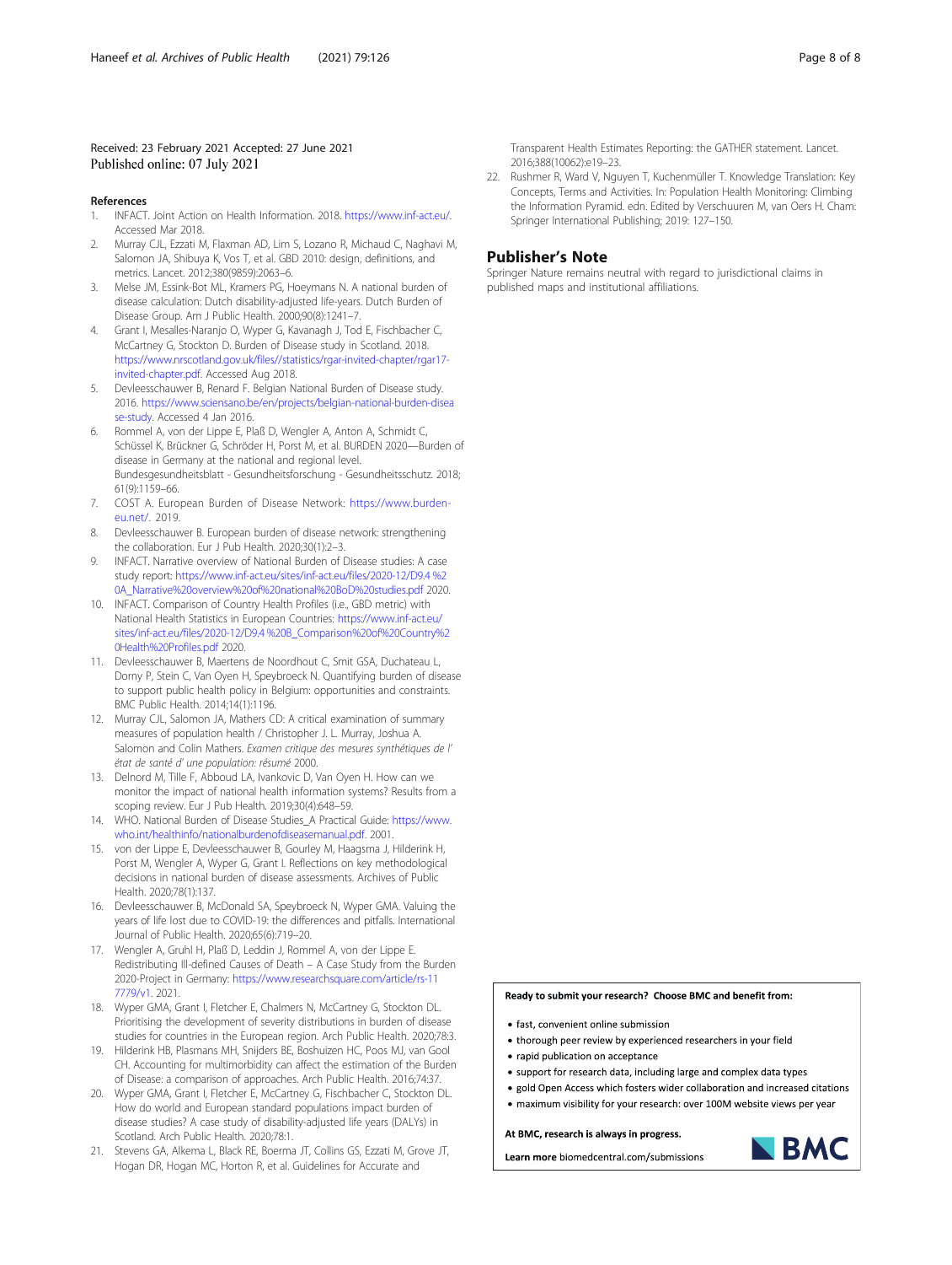Received: 23 February 2021 Accepted: 27 June 2021
Published online: 07 July 2021

## References

1. INFACT. Joint Action on Health Information. 2018. https://www.inf-act.eu/. Accessed Mar 2018.
2. Murray CJL, Ezzati M, Flaxman AD, Lim S, Lozano R, Michaud C, Naghavi M, Salomon JA, Shibuya K, Vos T, et al. GBD 2010: design, definitions, and metrics. Lancet. 2012;380(9859):2063–6.
3. Melse JM, Essink-Bot ML, Kramers PG, Hoeymans N. A national burden of disease calculation: Dutch disability-adjusted life-years. Dutch Burden of Disease Group. Am J Public Health. 2000;90(8):1241–7.
4. Grant I, Mesalles-Naranjo O, Wyper G, Kavanagh J, Tod E, Fischbacher C, McCartney G, Stockton D. Burden of Disease study in Scotland. 2018. https://www.nrscotland.gov.uk/files//statistics/rgar-invited-chapter/rgar17-invited-chapter.pdf. Accessed Aug 2018.
5. Devleesschauwer B, Renard F. Belgian National Burden of Disease study. 2016. https://www.sciensano.be/en/projects/belgian-national-burden-disease-study. Accessed 4 Jan 2016.
6. Rommel A, von der Lippe E, Plaß D, Wengler A, Anton A, Schmidt C, Schüssel K, Brückner G, Schröder H, Porst M, et al. BURDEN 2020—Burden of disease in Germany at the national and regional level. Bundesgesundheitsblatt - Gesundheitsforschung - Gesundheitsschutz. 2018; 61(9):1159–66.
7. COST A. European Burden of Disease Network: https://www.burden-eu.net/. 2019.
8. Devleesschauwer B. European burden of disease network: strengthening the collaboration. Eur J Pub Health. 2020;30(1):2–3.
9. INFACT. Narrative overview of National Burden of Disease studies: A case study report: https://www.inf-act.eu/sites/inf-act.eu/files/2020-12/D9.4 %20A_Narrative%20overview%20of%20national%20BoD%20studies.pdf 2020.
10. INFACT. Comparison of Country Health Profiles (i.e., GBD metric) with National Health Statistics in European Countries: https://www.inf-act.eu/sites/inf-act.eu/files/2020-12/D9.4 %20B_Comparison%20of%20Country%20Health%20Profiles.pdf 2020.
11. Devleesschauwer B, Maertens de Noordhout C, Smit GSA, Duchateau L, Dorny P, Stein C, Van Oyen H, Speybroeck N. Quantifying burden of disease to support public health policy in Belgium: opportunities and constraints. BMC Public Health. 2014;14(1):1196.
12. Murray CJL, Salomon JA, Mathers CD: A critical examination of summary measures of population health / Christopher J. L. Murray, Joshua A. Salomon and Colin Mathers. *Examen critique des mesures synthétiques de l' état de santé d' une population: résumé* 2000.
13. Delnord M, Tille F, Abboud LA, Ivankovic D, Van Oyen H. How can we monitor the impact of national health information systems? Results from a scoping review. Eur J Pub Health. 2019;30(4):648–59.
14. WHO. National Burden of Disease Studies_A Practical Guide: https://www.who.int/healthinfo/nationalburdenofdiseasemanual.pdf. 2001.
15. von der Lippe E, Devleesschauwer B, Gourley M, Haagsma J, Hilderink H, Porst M, Wengler A, Wyper G, Grant I. Reflections on key methodological decisions in national burden of disease assessments. Archives of Public Health. 2020;78(1):137.
16. Devleesschauwer B, McDonald SA, Speybroeck N, Wyper GMA. Valuing the years of life lost due to COVID-19: the differences and pitfalls. International Journal of Public Health. 2020;65(6):719–20.
17. Wengler A, Gruhl H, Plaß D, Leddin J, Rommel A, von der Lippe E. Redistributing Ill-defined Causes of Death – A Case Study from the Burden 2020-Project in Germany: https://www.researchsquare.com/article/rs-117779/v1. 2021.
18. Wyper GMA, Grant I, Fletcher E, Chalmers N, McCartney G, Stockton DL. Prioritising the development of severity distributions in burden of disease studies for countries in the European region. Arch Public Health. 2020;78:3.
19. Hilderink HB, Plasmans MH, Snijders BE, Boshuizen HC, Poos MJ, van Gool CH. Accounting for multimorbidity can affect the estimation of the Burden of Disease: a comparison of approaches. Arch Public Health. 2016;74:37.
20. Wyper GMA, Grant I, Fletcher E, McCartney G, Fischbacher C, Stockton DL. How do world and European standard populations impact burden of disease studies? A case study of disability-adjusted life years (DALYs) in Scotland. Arch Public Health. 2020;78:1.
21. Stevens GA, Alkema L, Black RE, Boerma JT, Collins GS, Ezzati M, Grove JT, Hogan DR, Hogan MC, Horton R, et al. Guidelines for Accurate and Transparent Health Estimates Reporting: the GATHER statement. Lancet. 2016;388(10062):e19–23.
22. Rushmer R, Ward V, Nguyen T, Kuchenmüller T. Knowledge Translation: Key Concepts, Terms and Activities. In: Population Health Monitoring: Climbing the Information Pyramid. edn. Edited by Verschuuren M, van Oers H. Cham: Springer International Publishing; 2019: 127–150.

## Publisher's Note

Springer Nature remains neutral with regard to jurisdictional claims in published maps and institutional affiliations.

**Ready to submit your research? Choose BMC and benefit from:**

- fast, convenient online submission
- thorough peer review by experienced researchers in your field
- rapid publication on acceptance
- support for research data, including large and complex data types
- gold Open Access which fosters wider collaboration and increased citations
- maximum visibility for your research: over 100M website views per year

**At BMC, research is always in progress.**

**Learn more** biomedcentral.com/submissions

BMC